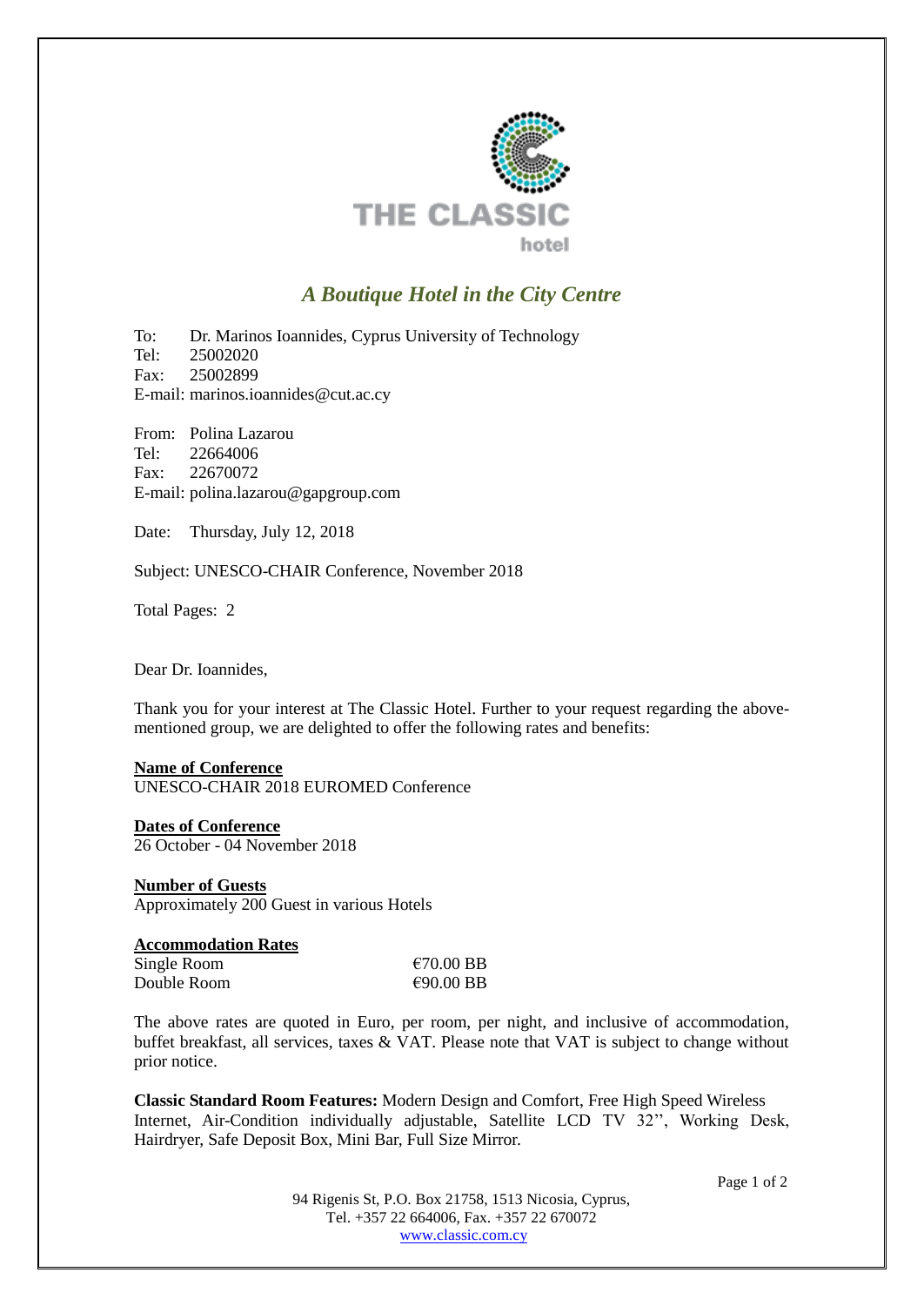THE CLASSIC hotel

*A Boutique Hotel in the City Centre*

To: Dr. Marinos Ioannides, Cyprus University of Technology
Tel: 25002020
Fax: 25002899
E-mail: marinos.ioannides@cut.ac.cy

From: Polina Lazarou
Tel: 22664006
Fax: 22670072
E-mail: polina.lazarou@gapgroup.com

Date: Thursday, July 12, 2018

Subject: UNESCO-CHAIR Conference, November 2018

Total Pages: 2

Dear Dr. Ioannides,

Thank you for your interest at The Classic Hotel. Further to your request regarding the above-mentioned group, we are delighted to offer the following rates and benefits:

**Name of Conference**
UNESCO-CHAIR 2018 EUROMED Conference

**Dates of Conference**
26 October - 04 November 2018

**Number of Guests**
Approximately 200 Guest in various Hotels

**Accommodation Rates**

| | |
|---|---|
| Single Room | €70.00 BB |
| Double Room | €90.00 BB |

The above rates are quoted in Euro, per room, per night, and inclusive of accommodation, buffet breakfast, all services, taxes & VAT. Please note that VAT is subject to change without prior notice.

**Classic Standard Room Features:** Modern Design and Comfort, Free High Speed Wireless Internet, Air-Condition individually adjustable, Satellite LCD TV 32'', Working Desk, Hairdryer, Safe Deposit Box, Mini Bar, Full Size Mirror.

94 Rigenis St, P.O. Box 21758, 1513 Nicosia, Cyprus,
Tel. +357 22 664006, Fax. +357 22 670072
www.classic.com.cy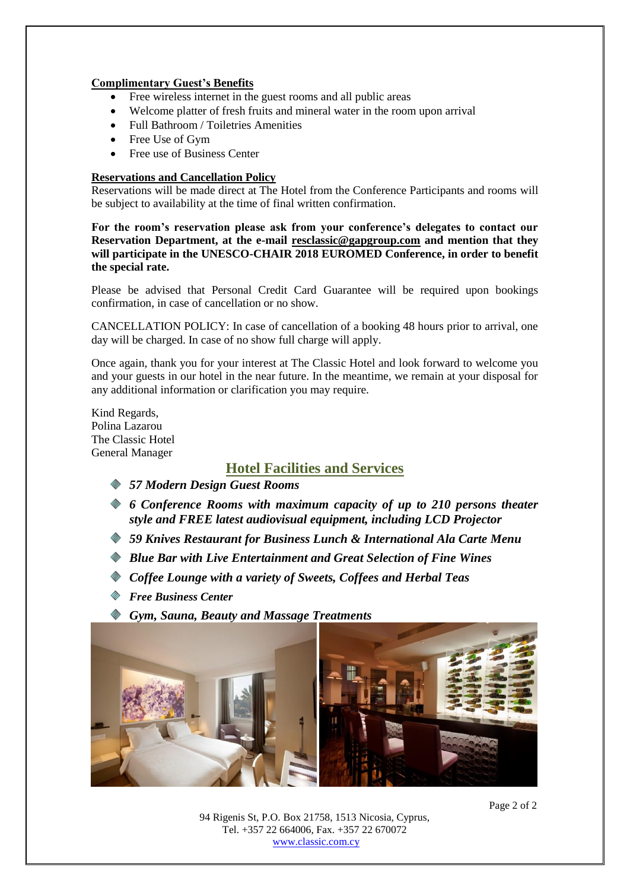**Complimentary Guest's Benefits**

- Free wireless internet in the guest rooms and all public areas
- Welcome platter of fresh fruits and mineral water in the room upon arrival
- Full Bathroom / Toiletries Amenities
- Free Use of Gym
- Free use of Business Center

**Reservations and Cancellation Policy**

Reservations will be made direct at The Hotel from the Conference Participants and rooms will be subject to availability at the time of final written confirmation.

**For the room's reservation please ask from your conference's delegates to contact our Reservation Department, at the e-mail resclassic@gapgroup.com and mention that they will participate in the UNESCO-CHAIR 2018 EUROMED Conference, in order to benefit the special rate.**

Please be advised that Personal Credit Card Guarantee will be required upon bookings confirmation, in case of cancellation or no show.

CANCELLATION POLICY: In case of cancellation of a booking 48 hours prior to arrival, one day will be charged. In case of no show full charge will apply.

Once again, thank you for your interest at The Classic Hotel and look forward to welcome you and your guests in our hotel in the near future. In the meantime, we remain at your disposal for any additional information or clarification you may require.

Kind Regards,
Polina Lazarou
The Classic Hotel
General Manager

## Hotel Facilities and Services

- ***57 Modern Design Guest Rooms***
- ***6 Conference Rooms with maximum capacity of up to 210 persons theater style and FREE latest audiovisual equipment, including LCD Projector***
- ***59 Knives Restaurant for Business Lunch & International Ala Carte Menu***
- ***Blue Bar with Live Entertainment and Great Selection of Fine Wines***
- ***Coffee Lounge with a variety of Sweets, Coffees and Herbal Teas***
- ***Free Business Center***
- ***Gym, Sauna, Beauty and Massage Treatments***

94 Rigenis St, P.O. Box 21758, 1513 Nicosia, Cyprus,
Tel. +357 22 664006, Fax. +357 22 670072
www.classic.com.cy